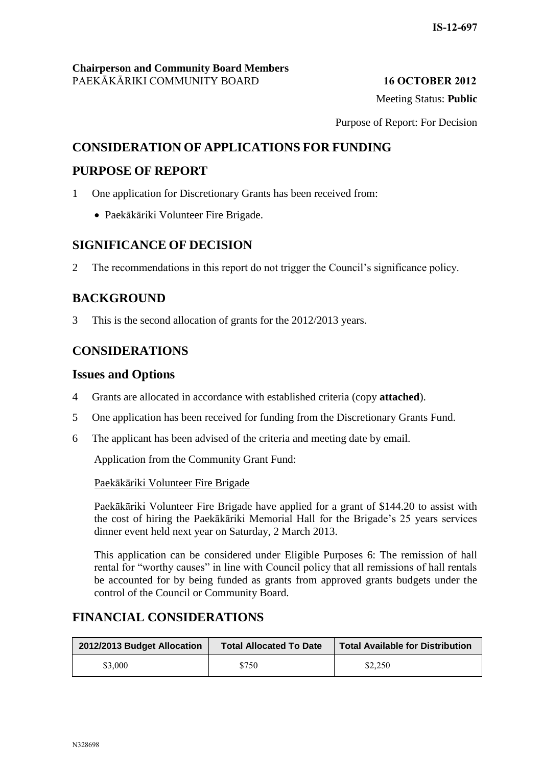IS-12-697

**Chairperson and Community Board Members**
PAEKĀKĀRIKI COMMUNITY BOARD **16 OCTOBER 2012**

Meeting Status: **Public**

Purpose of Report: For Decision

## CONSIDERATION OF APPLICATIONS FOR FUNDING

## PURPOSE OF REPORT

1 One application for Discretionary Grants has been received from:

- Paekākāriki Volunteer Fire Brigade.

## SIGNIFICANCE OF DECISION

2 The recommendations in this report do not trigger the Council's significance policy.

## BACKGROUND

3 This is the second allocation of grants for the 2012/2013 years.

## CONSIDERATIONS

### Issues and Options

4 Grants are allocated in accordance with established criteria (copy **attached**).

5 One application has been received for funding from the Discretionary Grants Fund.

6 The applicant has been advised of the criteria and meeting date by email.

Application from the Community Grant Fund:

Paekākāriki Volunteer Fire Brigade

Paekākāriki Volunteer Fire Brigade have applied for a grant of $144.20 to assist with the cost of hiring the Paekākāriki Memorial Hall for the Brigade's 25 years services dinner event held next year on Saturday, 2 March 2013.

This application can be considered under Eligible Purposes 6: The remission of hall rental for "worthy causes" in line with Council policy that all remissions of hall rentals be accounted for by being funded as grants from approved grants budgets under the control of the Council or Community Board.

## FINANCIAL CONSIDERATIONS

| 2012/2013 Budget Allocation | Total Allocated To Date | Total Available for Distribution |
|---|---|---|
| $3,000 | $750 | $2,250 |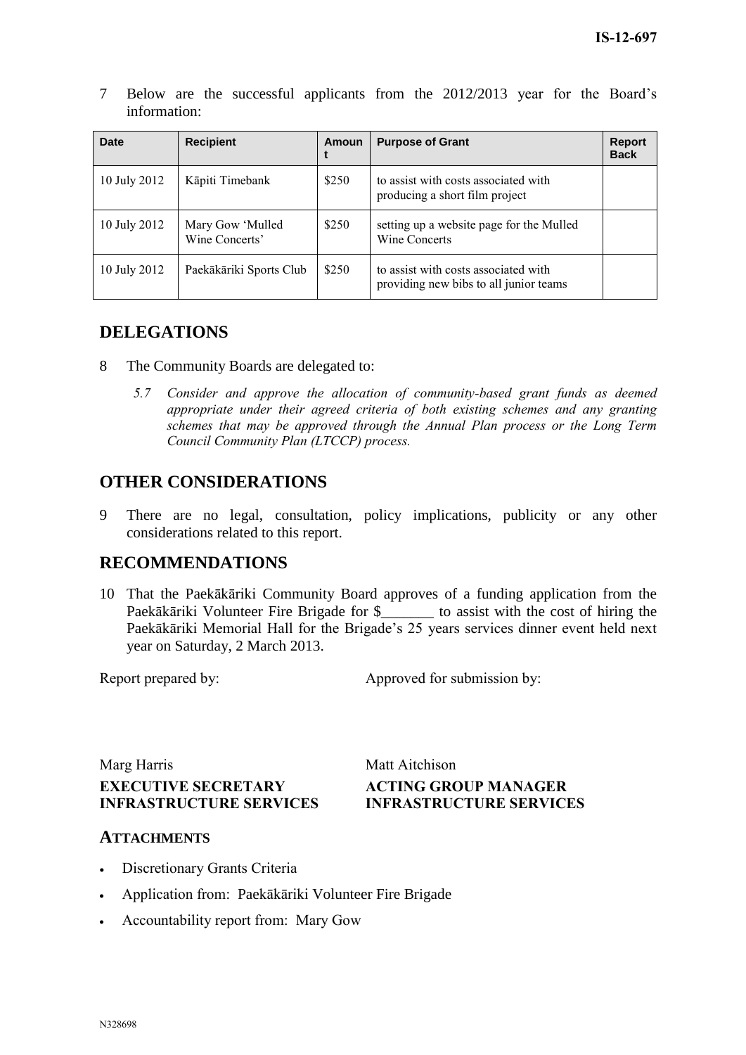7 Below are the successful applicants from the 2012/2013 year for the Board's information:

| Date | Recipient | Amount | Purpose of Grant | Report Back |
|---|---|---|---|---|
| 10 July 2012 | Kāpiti Timebank | \$250 | to assist with costs associated with producing a short film project | |
| 10 July 2012 | Mary Gow 'Mulled Wine Concerts' | \$250 | setting up a website page for the Mulled Wine Concerts | |
| 10 July 2012 | Paekākāriki Sports Club | \$250 | to assist with costs associated with providing new bibs to all junior teams | |

## DELEGATIONS

8 The Community Boards are delegated to:

> *5.7 Consider and approve the allocation of community-based grant funds as deemed appropriate under their agreed criteria of both existing schemes and any granting schemes that may be approved through the Annual Plan process or the Long Term Council Community Plan (LTCCP) process.*

## OTHER CONSIDERATIONS

9 There are no legal, consultation, policy implications, publicity or any other considerations related to this report.

## RECOMMENDATIONS

10 That the Paekākāriki Community Board approves of a funding application from the Paekākāriki Volunteer Fire Brigade for \$_______ to assist with the cost of hiring the Paekākāriki Memorial Hall for the Brigade's 25 years services dinner event held next year on Saturday, 2 March 2013.

Report prepared by: Approved for submission by:

Marg Harris
**EXECUTIVE SECRETARY**
**INFRASTRUCTURE SERVICES**

Matt Aitchison
**ACTING GROUP MANAGER**
**INFRASTRUCTURE SERVICES**

### ATTACHMENTS

- Discretionary Grants Criteria
- Application from: Paekākāriki Volunteer Fire Brigade
- Accountability report from: Mary Gow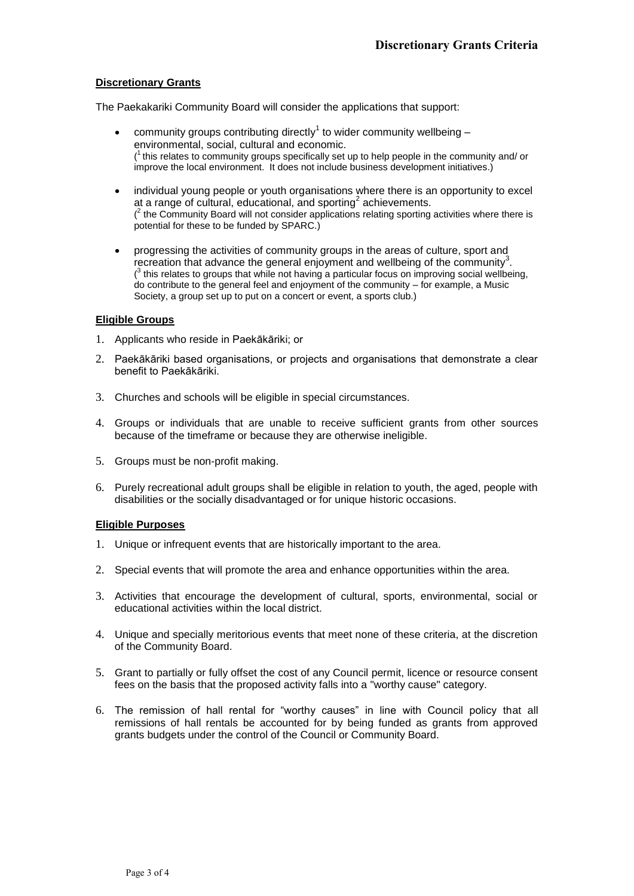# Discretionary Grants Criteria

**Discretionary Grants**

The Paekakariki Community Board will consider the applications that support:

- community groups contributing directly[1] to wider community wellbeing – environmental, social, cultural and economic.
  ([1] this relates to community groups specifically set up to help people in the community and/ or improve the local environment. It does not include business development initiatives.)

- individual young people or youth organisations where there is an opportunity to excel at a range of cultural, educational, and sporting[2] achievements.
  ([2] the Community Board will not consider applications relating sporting activities where there is potential for these to be funded by SPARC.)

- progressing the activities of community groups in the areas of culture, sport and recreation that advance the general enjoyment and wellbeing of the community[3].
  ([3] this relates to groups that while not having a particular focus on improving social wellbeing, do contribute to the general feel and enjoyment of the community – for example, a Music Society, a group set up to put on a concert or event, a sports club.)

**Eligible Groups**

1. Applicants who reside in Paekākāriki; or
2. Paekākāriki based organisations, or projects and organisations that demonstrate a clear benefit to Paekākāriki.
3. Churches and schools will be eligible in special circumstances.
4. Groups or individuals that are unable to receive sufficient grants from other sources because of the timeframe or because they are otherwise ineligible.
5. Groups must be non-profit making.
6. Purely recreational adult groups shall be eligible in relation to youth, the aged, people with disabilities or the socially disadvantaged or for unique historic occasions.

**Eligible Purposes**

1. Unique or infrequent events that are historically important to the area.
2. Special events that will promote the area and enhance opportunities within the area.
3. Activities that encourage the development of cultural, sports, environmental, social or educational activities within the local district.
4. Unique and specially meritorious events that meet none of these criteria, at the discretion of the Community Board.
5. Grant to partially or fully offset the cost of any Council permit, licence or resource consent fees on the basis that the proposed activity falls into a "worthy cause" category.
6. The remission of hall rental for "worthy causes" in line with Council policy that all remissions of hall rentals be accounted for by being funded as grants from approved grants budgets under the control of the Council or Community Board.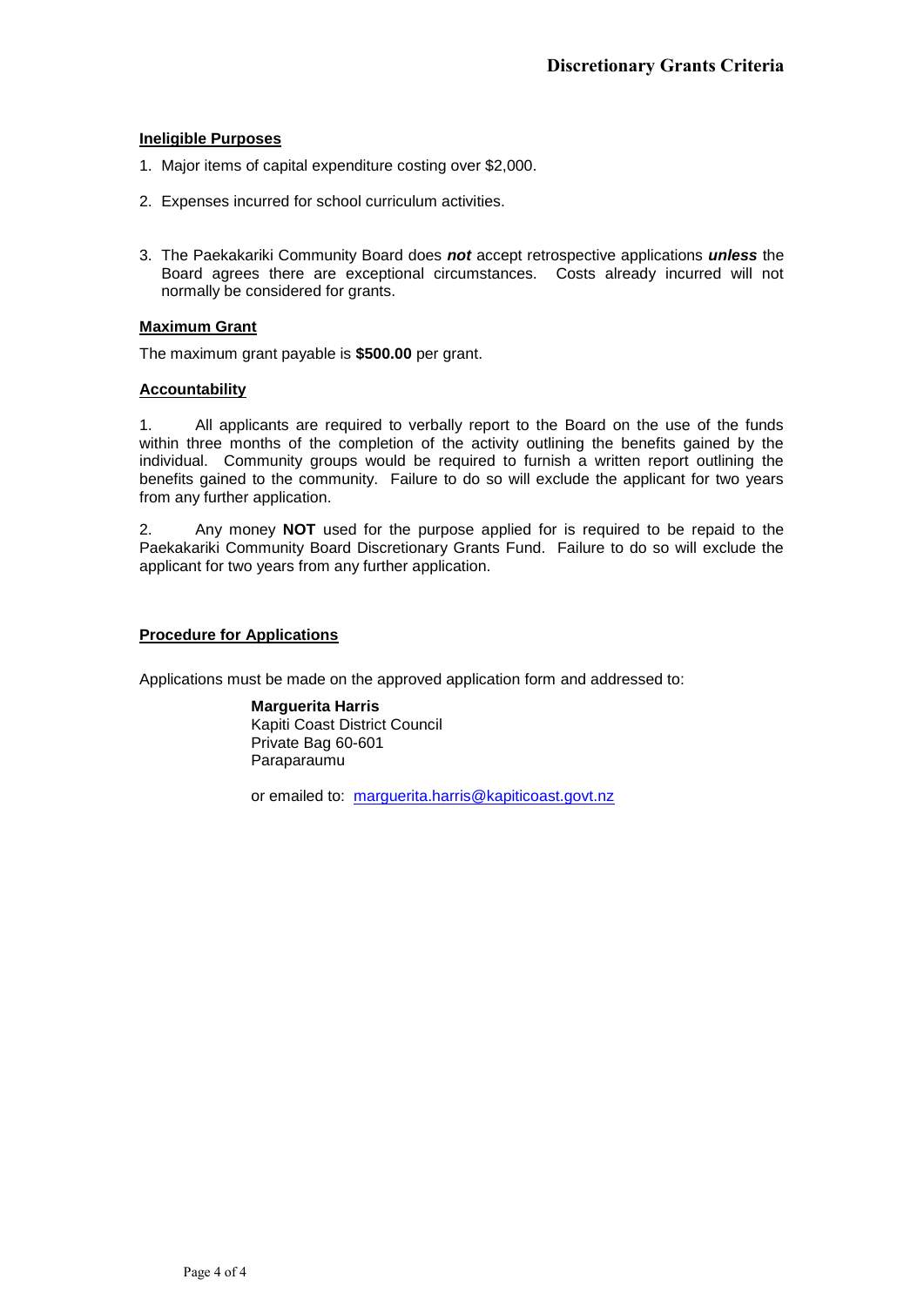**Ineligible Purposes**

1. Major items of capital expenditure costing over $2,000.
2. Expenses incurred for school curriculum activities.
3. The Paekakariki Community Board does ***not*** accept retrospective applications ***unless*** the Board agrees there are exceptional circumstances. Costs already incurred will not normally be considered for grants.

**Maximum Grant**

The maximum grant payable is **$500.00** per grant.

**Accountability**

1. All applicants are required to verbally report to the Board on the use of the funds within three months of the completion of the activity outlining the benefits gained by the individual. Community groups would be required to furnish a written report outlining the benefits gained to the community. Failure to do so will exclude the applicant for two years from any further application.

2. Any money **NOT** used for the purpose applied for is required to be repaid to the Paekakariki Community Board Discretionary Grants Fund. Failure to do so will exclude the applicant for two years from any further application.

**Procedure for Applications**

Applications must be made on the approved application form and addressed to:

**Marguerita Harris**
Kapiti Coast District Council
Private Bag 60-601
Paraparaumu

or emailed to: marguerita.harris@kapiticoast.govt.nz